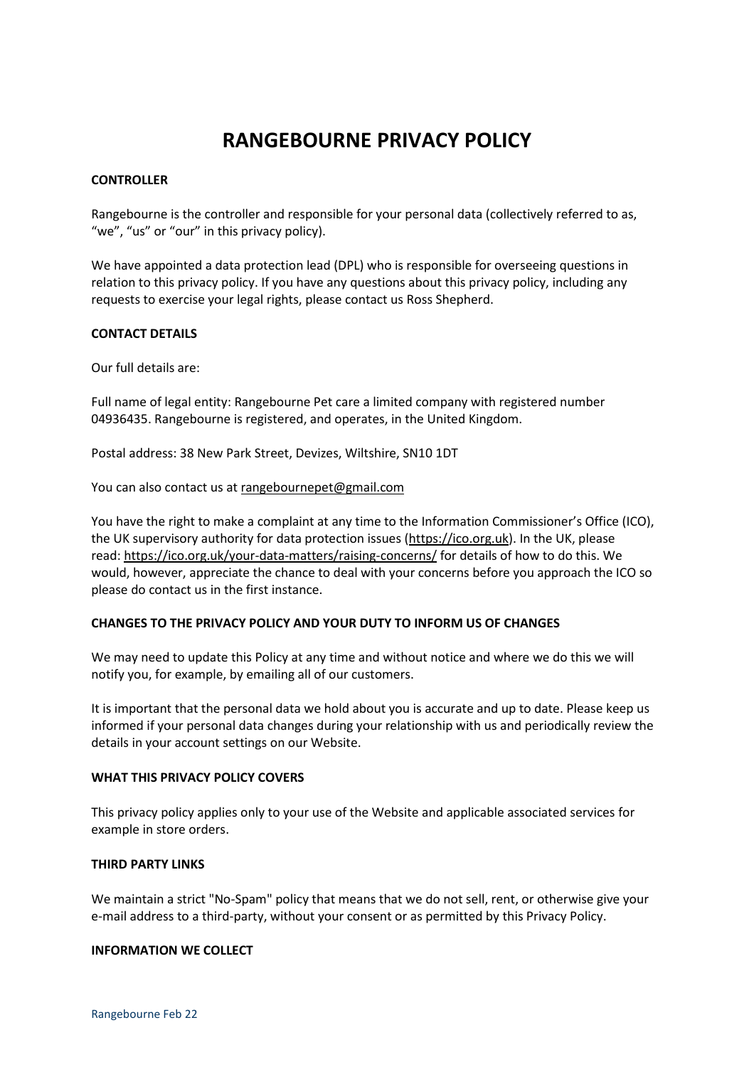# RANGEBOURNE PRIVACY POLICY

**CONTROLLER**

Rangebourne is the controller and responsible for your personal data (collectively referred to as, “we”, “us” or “our” in this privacy policy).

We have appointed a data protection lead (DPL) who is responsible for overseeing questions in relation to this privacy policy. If you have any questions about this privacy policy, including any requests to exercise your legal rights, please contact us Ross Shepherd.

**CONTACT DETAILS**

Our full details are:

Full name of legal entity: Rangebourne Pet care a limited company with registered number 04936435. Rangebourne is registered, and operates, in the United Kingdom.

Postal address: 38 New Park Street, Devizes, Wiltshire, SN10 1DT

You can also contact us at rangebournepet@gmail.com

You have the right to make a complaint at any time to the Information Commissioner’s Office (ICO), the UK supervisory authority for data protection issues (https://ico.org.uk). In the UK, please read: https://ico.org.uk/your-data-matters/raising-concerns/ for details of how to do this. We would, however, appreciate the chance to deal with your concerns before you approach the ICO so please do contact us in the first instance.

**CHANGES TO THE PRIVACY POLICY AND YOUR DUTY TO INFORM US OF CHANGES**

We may need to update this Policy at any time and without notice and where we do this we will notify you, for example, by emailing all of our customers.

It is important that the personal data we hold about you is accurate and up to date. Please keep us informed if your personal data changes during your relationship with us and periodically review the details in your account settings on our Website.

**WHAT THIS PRIVACY POLICY COVERS**

This privacy policy applies only to your use of the Website and applicable associated services for example in store orders.

**THIRD PARTY LINKS**

We maintain a strict "No-Spam" policy that means that we do not sell, rent, or otherwise give your e-mail address to a third-party, without your consent or as permitted by this Privacy Policy.

**INFORMATION WE COLLECT**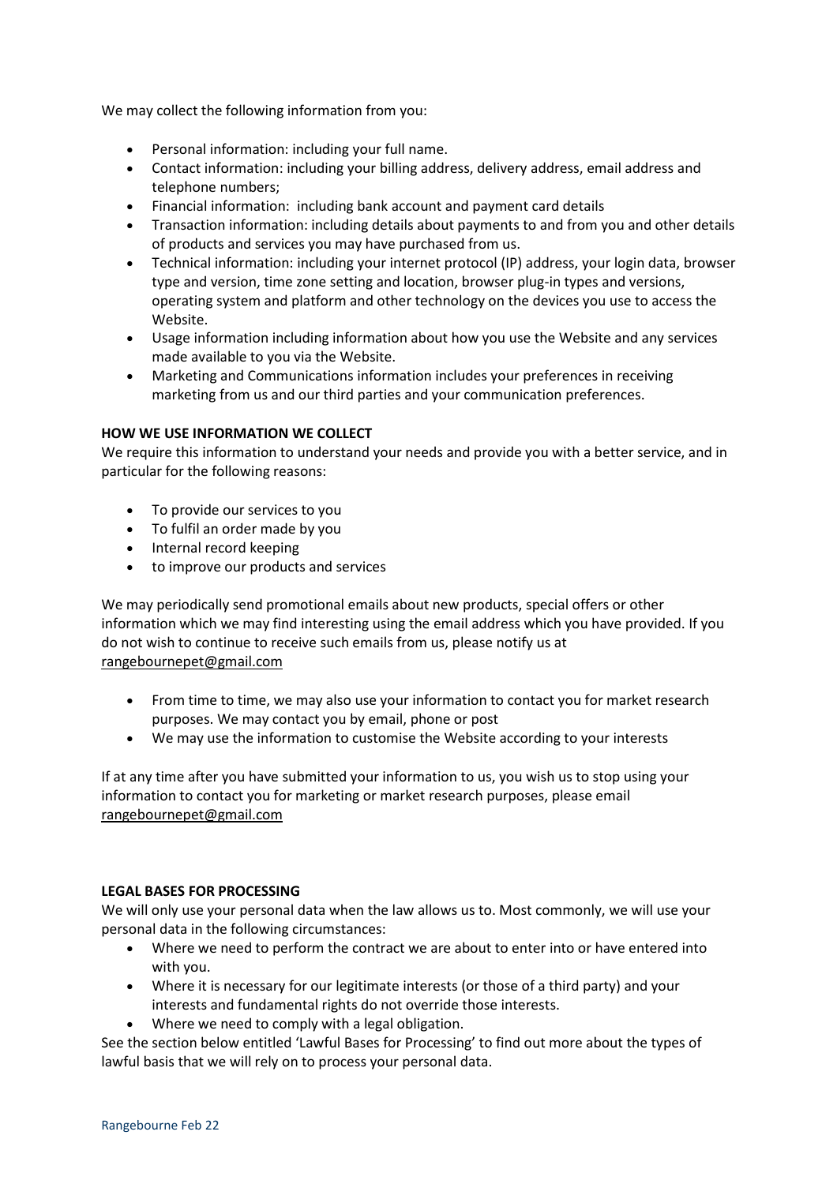We may collect the following information from you:

- Personal information: including your full name.
- Contact information: including your billing address, delivery address, email address and telephone numbers;
- Financial information: including bank account and payment card details
- Transaction information: including details about payments to and from you and other details of products and services you may have purchased from us.
- Technical information: including your internet protocol (IP) address, your login data, browser type and version, time zone setting and location, browser plug-in types and versions, operating system and platform and other technology on the devices you use to access the Website.
- Usage information including information about how you use the Website and any services made available to you via the Website.
- Marketing and Communications information includes your preferences in receiving marketing from us and our third parties and your communication preferences.

**HOW WE USE INFORMATION WE COLLECT**

We require this information to understand your needs and provide you with a better service, and in particular for the following reasons:

- To provide our services to you
- To fulfil an order made by you
- Internal record keeping
- to improve our products and services

We may periodically send promotional emails about new products, special offers or other information which we may find interesting using the email address which you have provided. If you do not wish to continue to receive such emails from us, please notify us at rangebournepet@gmail.com

- From time to time, we may also use your information to contact you for market research purposes. We may contact you by email, phone or post
- We may use the information to customise the Website according to your interests

If at any time after you have submitted your information to us, you wish us to stop using your information to contact you for marketing or market research purposes, please email rangebournepet@gmail.com

**LEGAL BASES FOR PROCESSING**

We will only use your personal data when the law allows us to. Most commonly, we will use your personal data in the following circumstances:

- Where we need to perform the contract we are about to enter into or have entered into with you.
- Where it is necessary for our legitimate interests (or those of a third party) and your interests and fundamental rights do not override those interests.
- Where we need to comply with a legal obligation.

See the section below entitled 'Lawful Bases for Processing' to find out more about the types of lawful basis that we will rely on to process your personal data.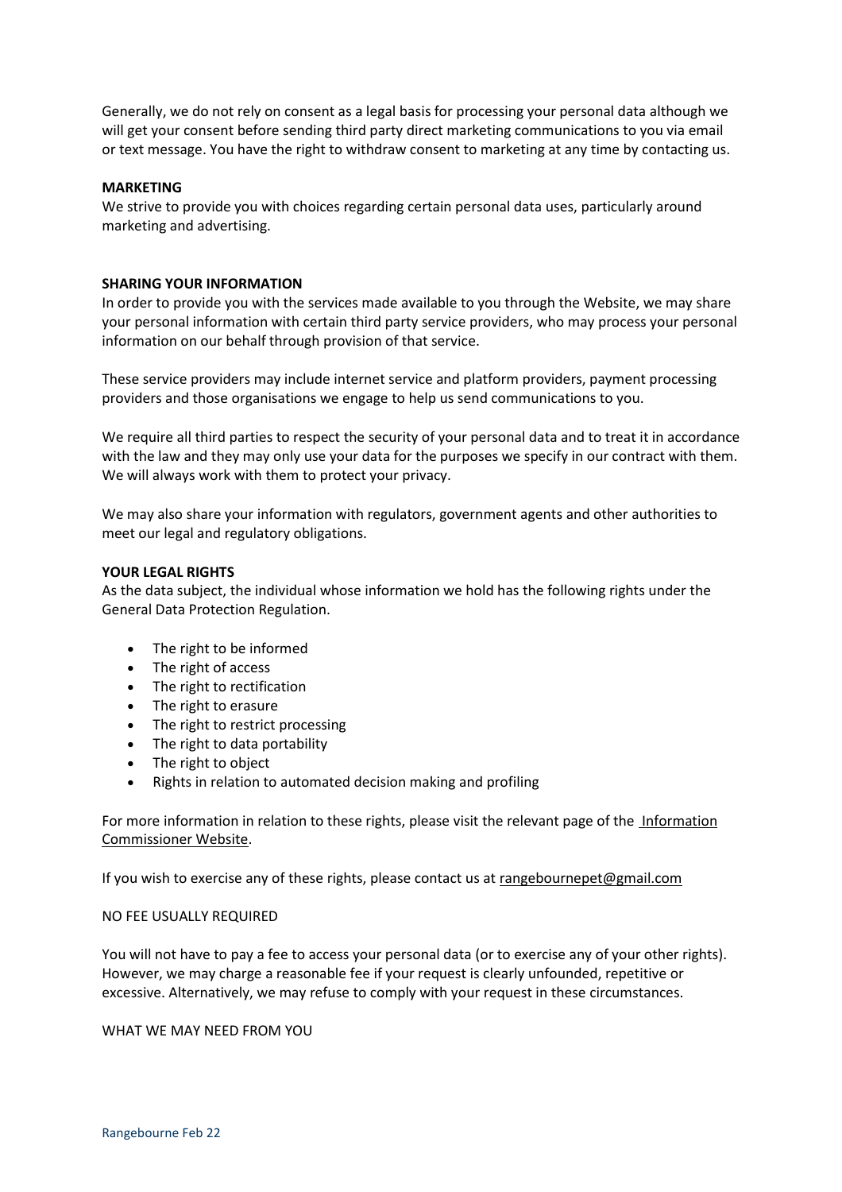Generally, we do not rely on consent as a legal basis for processing your personal data although we will get your consent before sending third party direct marketing communications to you via email or text message. You have the right to withdraw consent to marketing at any time by contacting us.

**MARKETING**

We strive to provide you with choices regarding certain personal data uses, particularly around marketing and advertising.

**SHARING YOUR INFORMATION**

In order to provide you with the services made available to you through the Website, we may share your personal information with certain third party service providers, who may process your personal information on our behalf through provision of that service.

These service providers may include internet service and platform providers, payment processing providers and those organisations we engage to help us send communications to you.

We require all third parties to respect the security of your personal data and to treat it in accordance with the law and they may only use your data for the purposes we specify in our contract with them. We will always work with them to protect your privacy.

We may also share your information with regulators, government agents and other authorities to meet our legal and regulatory obligations.

**YOUR LEGAL RIGHTS**

As the data subject, the individual whose information we hold has the following rights under the General Data Protection Regulation.

- The right to be informed
- The right of access
- The right to rectification
- The right to erasure
- The right to restrict processing
- The right to data portability
- The right to object
- Rights in relation to automated decision making and profiling

For more information in relation to these rights, please visit the relevant page of the Information Commissioner Website.

If you wish to exercise any of these rights, please contact us at rangebournepet@gmail.com

NO FEE USUALLY REQUIRED

You will not have to pay a fee to access your personal data (or to exercise any of your other rights). However, we may charge a reasonable fee if your request is clearly unfounded, repetitive or excessive. Alternatively, we may refuse to comply with your request in these circumstances.

WHAT WE MAY NEED FROM YOU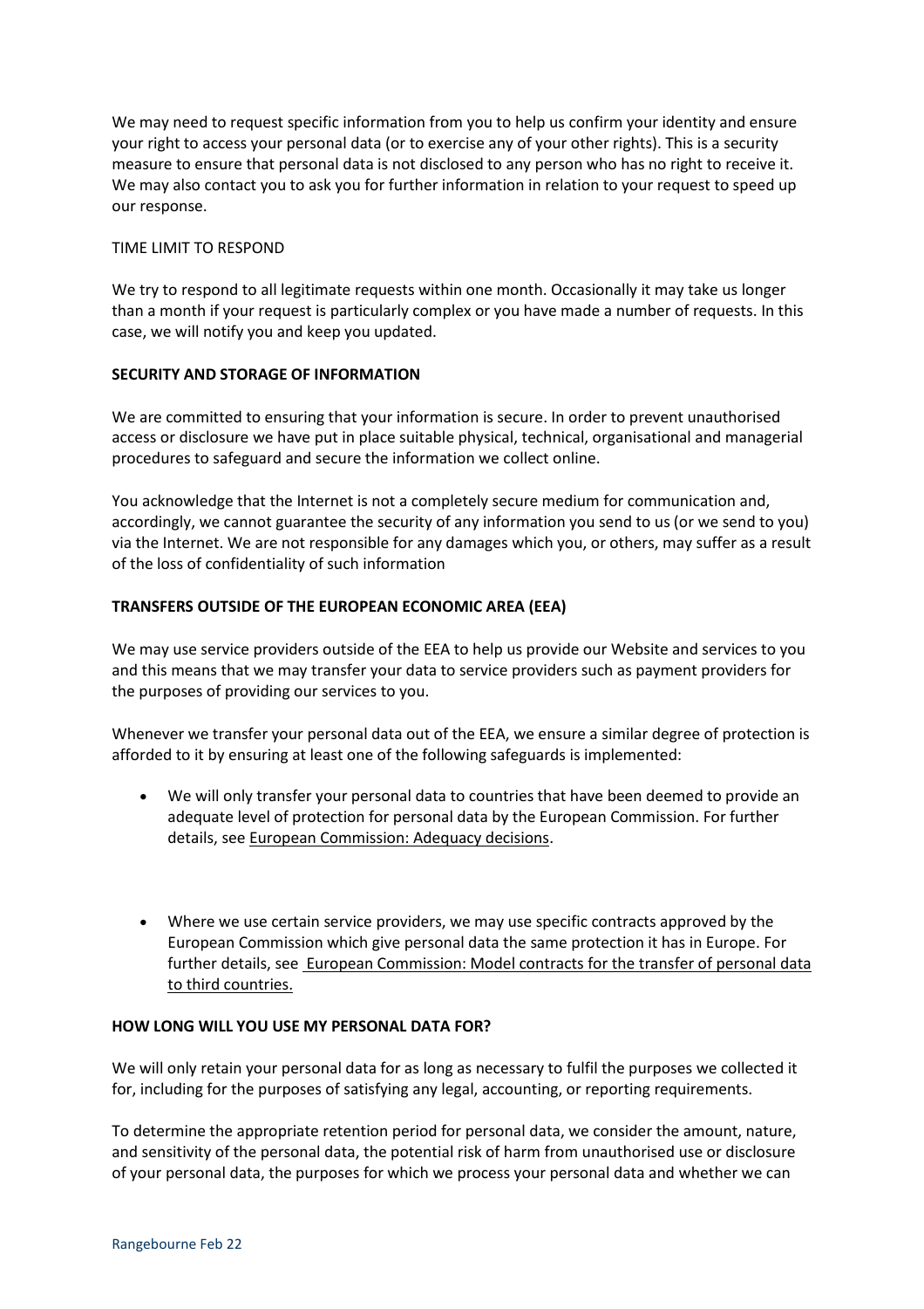We may need to request specific information from you to help us confirm your identity and ensure your right to access your personal data (or to exercise any of your other rights). This is a security measure to ensure that personal data is not disclosed to any person who has no right to receive it. We may also contact you to ask you for further information in relation to your request to speed up our response.

TIME LIMIT TO RESPOND

We try to respond to all legitimate requests within one month. Occasionally it may take us longer than a month if your request is particularly complex or you have made a number of requests. In this case, we will notify you and keep you updated.

**SECURITY AND STORAGE OF INFORMATION**

We are committed to ensuring that your information is secure. In order to prevent unauthorised access or disclosure we have put in place suitable physical, technical, organisational and managerial procedures to safeguard and secure the information we collect online.

You acknowledge that the Internet is not a completely secure medium for communication and, accordingly, we cannot guarantee the security of any information you send to us (or we send to you) via the Internet. We are not responsible for any damages which you, or others, may suffer as a result of the loss of confidentiality of such information

**TRANSFERS OUTSIDE OF THE EUROPEAN ECONOMIC AREA (EEA)**

We may use service providers outside of the EEA to help us provide our Website and services to you and this means that we may transfer your data to service providers such as payment providers for the purposes of providing our services to you.

Whenever we transfer your personal data out of the EEA, we ensure a similar degree of protection is afforded to it by ensuring at least one of the following safeguards is implemented:

- We will only transfer your personal data to countries that have been deemed to provide an adequate level of protection for personal data by the European Commission. For further details, see European Commission: Adequacy decisions.

- Where we use certain service providers, we may use specific contracts approved by the European Commission which give personal data the same protection it has in Europe. For further details, see European Commission: Model contracts for the transfer of personal data to third countries.

**HOW LONG WILL YOU USE MY PERSONAL DATA FOR?**

We will only retain your personal data for as long as necessary to fulfil the purposes we collected it for, including for the purposes of satisfying any legal, accounting, or reporting requirements.

To determine the appropriate retention period for personal data, we consider the amount, nature, and sensitivity of the personal data, the potential risk of harm from unauthorised use or disclosure of your personal data, the purposes for which we process your personal data and whether we can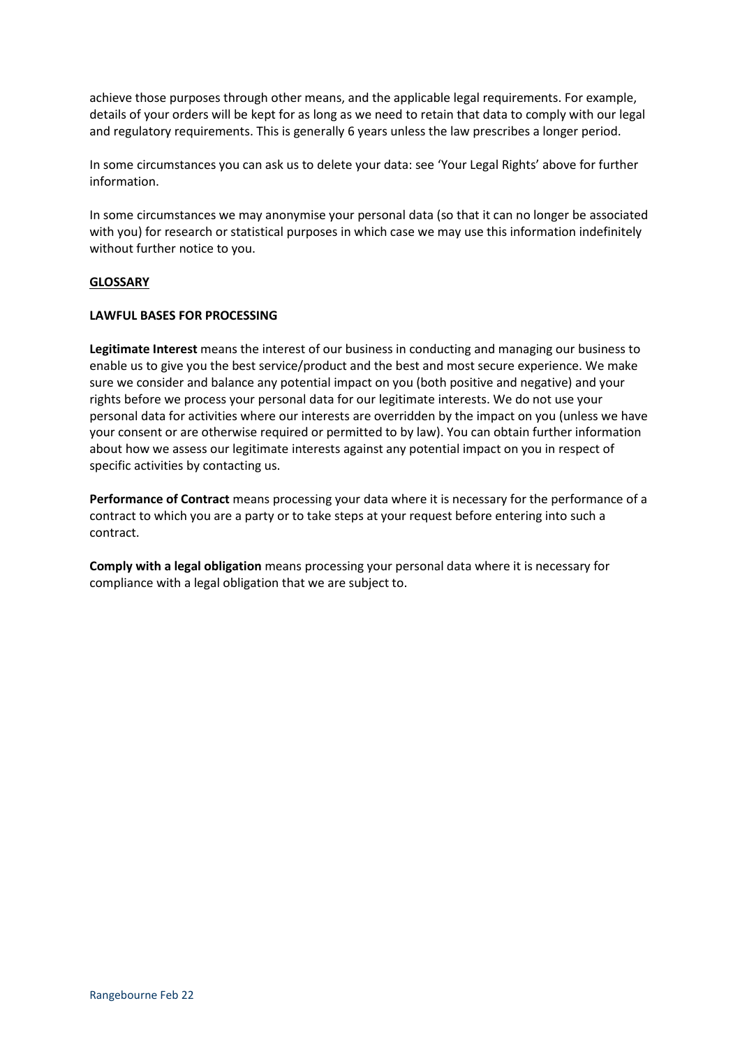achieve those purposes through other means, and the applicable legal requirements. For example, details of your orders will be kept for as long as we need to retain that data to comply with our legal and regulatory requirements. This is generally 6 years unless the law prescribes a longer period.

In some circumstances you can ask us to delete your data: see 'Your Legal Rights' above for further information.

In some circumstances we may anonymise your personal data (so that it can no longer be associated with you) for research or statistical purposes in which case we may use this information indefinitely without further notice to you.

## GLOSSARY

### LAWFUL BASES FOR PROCESSING

**Legitimate Interest** means the interest of our business in conducting and managing our business to enable us to give you the best service/product and the best and most secure experience. We make sure we consider and balance any potential impact on you (both positive and negative) and your rights before we process your personal data for our legitimate interests. We do not use your personal data for activities where our interests are overridden by the impact on you (unless we have your consent or are otherwise required or permitted to by law). You can obtain further information about how we assess our legitimate interests against any potential impact on you in respect of specific activities by contacting us.

**Performance of Contract** means processing your data where it is necessary for the performance of a contract to which you are a party or to take steps at your request before entering into such a contract.

**Comply with a legal obligation** means processing your personal data where it is necessary for compliance with a legal obligation that we are subject to.